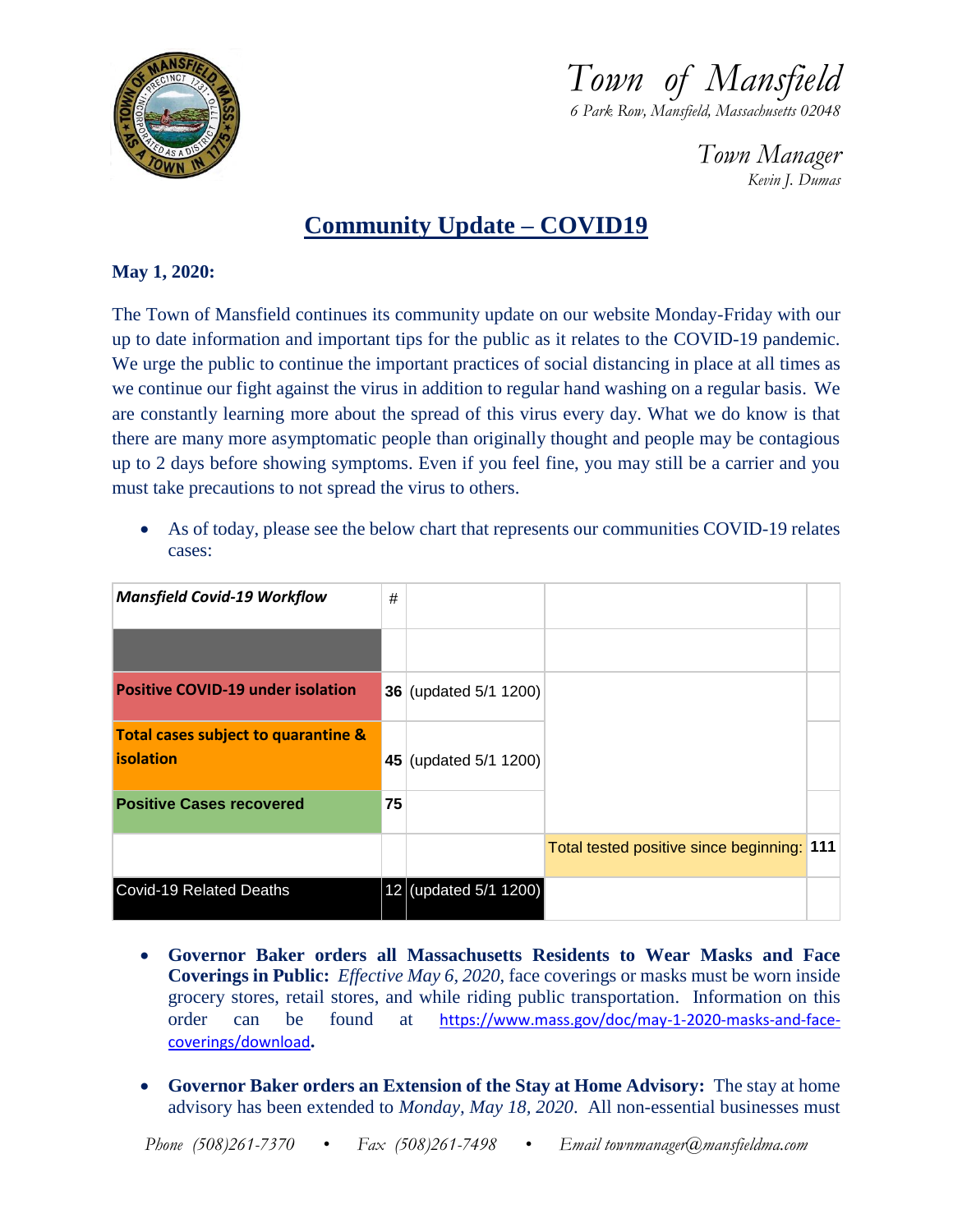# Town of Mansfield

*6 Park Row, Mansfield, Massachusetts 02048*

*Town Manager*

*Kevin J. Dumas*

## Community Update – COVID19

**May 1, 2020:**

The Town of Mansfield continues its community update on our website Monday-Friday with our up to date information and important tips for the public as it relates to the COVID-19 pandemic. We urge the public to continue the important practices of social distancing in place at all times as we continue our fight against the virus in addition to regular hand washing on a regular basis. We are constantly learning more about the spread of this virus every day. What we do know is that there are many more asymptomatic people than originally thought and people may be contagious up to 2 days before showing symptoms. Even if you feel fine, you may still be a carrier and you must take precautions to not spread the virus to others.

- As of today, please see the below chart that represents our communities COVID-19 relates cases:

| ***Mansfield Covid-19 Workflow*** | # | | | |
|---|---|---|---|---|
| | | | | |
| **Positive COVID-19 under isolation** | **36** | (updated 5/1 1200) | | |
| **Total cases subject to quarantine & isolation** | **45** | (updated 5/1 1200) | | |
| **Positive Cases recovered** | **75** | | | |
| | | | Total tested positive since beginning: | **111** |
| Covid-19 Related Deaths | 12 | (updated 5/1 1200) | | |

- **Governor Baker orders all Massachusetts Residents to Wear Masks and Face Coverings in Public:** *Effective May 6, 2020*, face coverings or masks must be worn inside grocery stores, retail stores, and while riding public transportation. Information on this order can be found at https://www.mass.gov/doc/may-1-2020-masks-and-face-coverings/download.

- **Governor Baker orders an Extension of the Stay at Home Advisory:** The stay at home advisory has been extended to *Monday, May 18, 2020*. All non-essential businesses must

Phone (508)261-7370 • Fax (508)261-7498 • Email townmanager@mansfieldma.com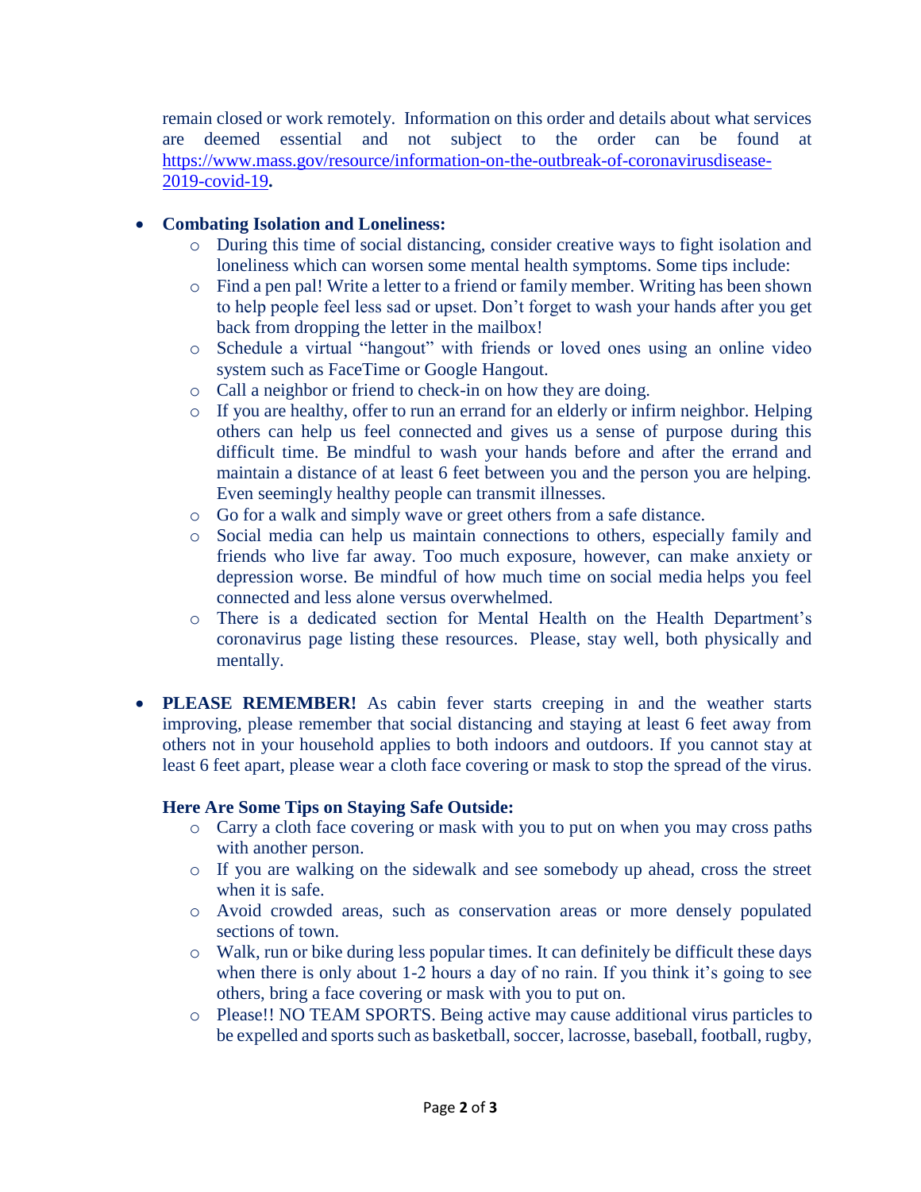remain closed or work remotely. Information on this order and details about what services are deemed essential and not subject to the order can be found at [https://www.mass.gov/resource/information-on-the-outbreak-of-coronavirusdisease-2019-covid-19](https://www.mass.gov/resource/information-on-the-outbreak-of-coronavirusdisease-2019-covid-19)**.**

- **Combating Isolation and Loneliness:**
  - During this time of social distancing, consider creative ways to fight isolation and loneliness which can worsen some mental health symptoms. Some tips include:
  - Find a pen pal! Write a letter to a friend or family member. Writing has been shown to help people feel less sad or upset. Don't forget to wash your hands after you get back from dropping the letter in the mailbox!
  - Schedule a virtual "hangout" with friends or loved ones using an online video system such as FaceTime or Google Hangout.
  - Call a neighbor or friend to check-in on how they are doing.
  - If you are healthy, offer to run an errand for an elderly or infirm neighbor. Helping others can help us feel connected and gives us a sense of purpose during this difficult time. Be mindful to wash your hands before and after the errand and maintain a distance of at least 6 feet between you and the person you are helping. Even seemingly healthy people can transmit illnesses.
  - Go for a walk and simply wave or greet others from a safe distance.
  - Social media can help us maintain connections to others, especially family and friends who live far away. Too much exposure, however, can make anxiety or depression worse. Be mindful of how much time on social media helps you feel connected and less alone versus overwhelmed.
  - There is a dedicated section for Mental Health on the Health Department's coronavirus page listing these resources. Please, stay well, both physically and mentally.

- **PLEASE REMEMBER!** As cabin fever starts creeping in and the weather starts improving, please remember that social distancing and staying at least 6 feet away from others not in your household applies to both indoors and outdoors. If you cannot stay at least 6 feet apart, please wear a cloth face covering or mask to stop the spread of the virus.

  **Here Are Some Tips on Staying Safe Outside:**
  - Carry a cloth face covering or mask with you to put on when you may cross paths with another person.
  - If you are walking on the sidewalk and see somebody up ahead, cross the street when it is safe.
  - Avoid crowded areas, such as conservation areas or more densely populated sections of town.
  - Walk, run or bike during less popular times. It can definitely be difficult these days when there is only about 1-2 hours a day of no rain. If you think it's going to see others, bring a face covering or mask with you to put on.
  - Please!! NO TEAM SPORTS. Being active may cause additional virus particles to be expelled and sports such as basketball, soccer, lacrosse, baseball, football, rugby,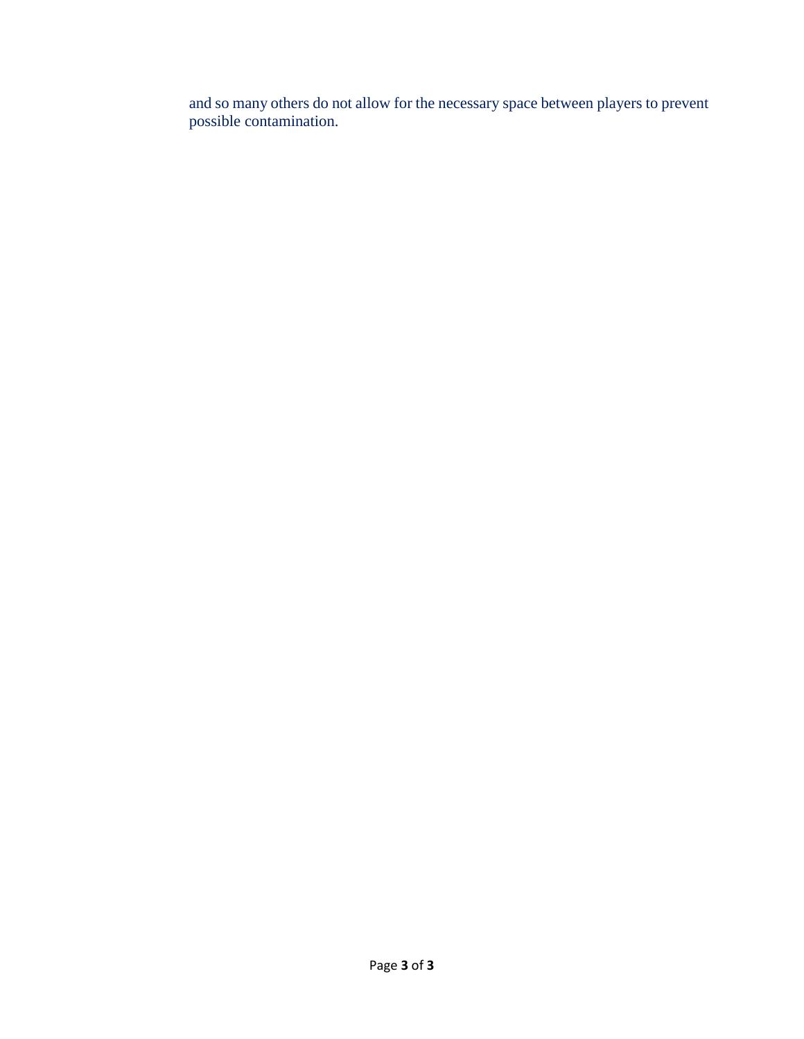and so many others do not allow for the necessary space between players to prevent possible contamination.